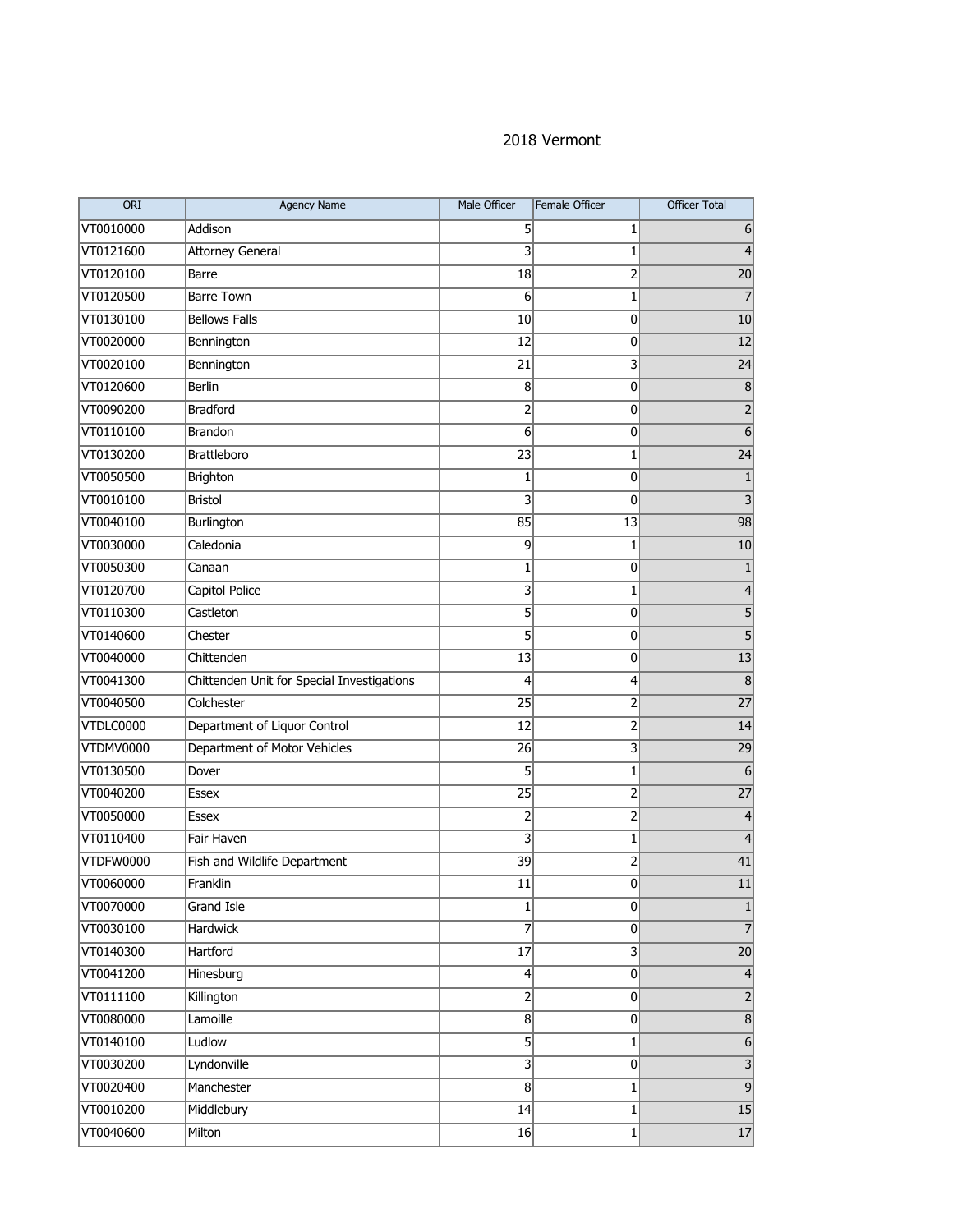# 2018 Vermont

| ORI | Agency Name | Male Officer | Female Officer | Officer Total |
|---|---|---|---|---|
| VT0010000 | Addison | 5 | 1 | 6 |
| VT0121600 | Attorney General | 3 | 1 | 4 |
| VT0120100 | Barre | 18 | 2 | 20 |
| VT0120500 | Barre Town | 6 | 1 | 7 |
| VT0130100 | Bellows Falls | 10 | 0 | 10 |
| VT0020000 | Bennington | 12 | 0 | 12 |
| VT0020100 | Bennington | 21 | 3 | 24 |
| VT0120600 | Berlin | 8 | 0 | 8 |
| VT0090200 | Bradford | 2 | 0 | 2 |
| VT0110100 | Brandon | 6 | 0 | 6 |
| VT0130200 | Brattleboro | 23 | 1 | 24 |
| VT0050500 | Brighton | 1 | 0 | 1 |
| VT0010100 | Bristol | 3 | 0 | 3 |
| VT0040100 | Burlington | 85 | 13 | 98 |
| VT0030000 | Caledonia | 9 | 1 | 10 |
| VT0050300 | Canaan | 1 | 0 | 1 |
| VT0120700 | Capitol Police | 3 | 1 | 4 |
| VT0110300 | Castleton | 5 | 0 | 5 |
| VT0140600 | Chester | 5 | 0 | 5 |
| VT0040000 | Chittenden | 13 | 0 | 13 |
| VT0041300 | Chittenden Unit for Special Investigations | 4 | 4 | 8 |
| VT0040500 | Colchester | 25 | 2 | 27 |
| VTDLC0000 | Department of Liquor Control | 12 | 2 | 14 |
| VTDMV0000 | Department of Motor Vehicles | 26 | 3 | 29 |
| VT0130500 | Dover | 5 | 1 | 6 |
| VT0040200 | Essex | 25 | 2 | 27 |
| VT0050000 | Essex | 2 | 2 | 4 |
| VT0110400 | Fair Haven | 3 | 1 | 4 |
| VTDFW0000 | Fish and Wildlife Department | 39 | 2 | 41 |
| VT0060000 | Franklin | 11 | 0 | 11 |
| VT0070000 | Grand Isle | 1 | 0 | 1 |
| VT0030100 | Hardwick | 7 | 0 | 7 |
| VT0140300 | Hartford | 17 | 3 | 20 |
| VT0041200 | Hinesburg | 4 | 0 | 4 |
| VT0111100 | Killington | 2 | 0 | 2 |
| VT0080000 | Lamoille | 8 | 0 | 8 |
| VT0140100 | Ludlow | 5 | 1 | 6 |
| VT0030200 | Lyndonville | 3 | 0 | 3 |
| VT0020400 | Manchester | 8 | 1 | 9 |
| VT0010200 | Middlebury | 14 | 1 | 15 |
| VT0040600 | Milton | 16 | 1 | 17 |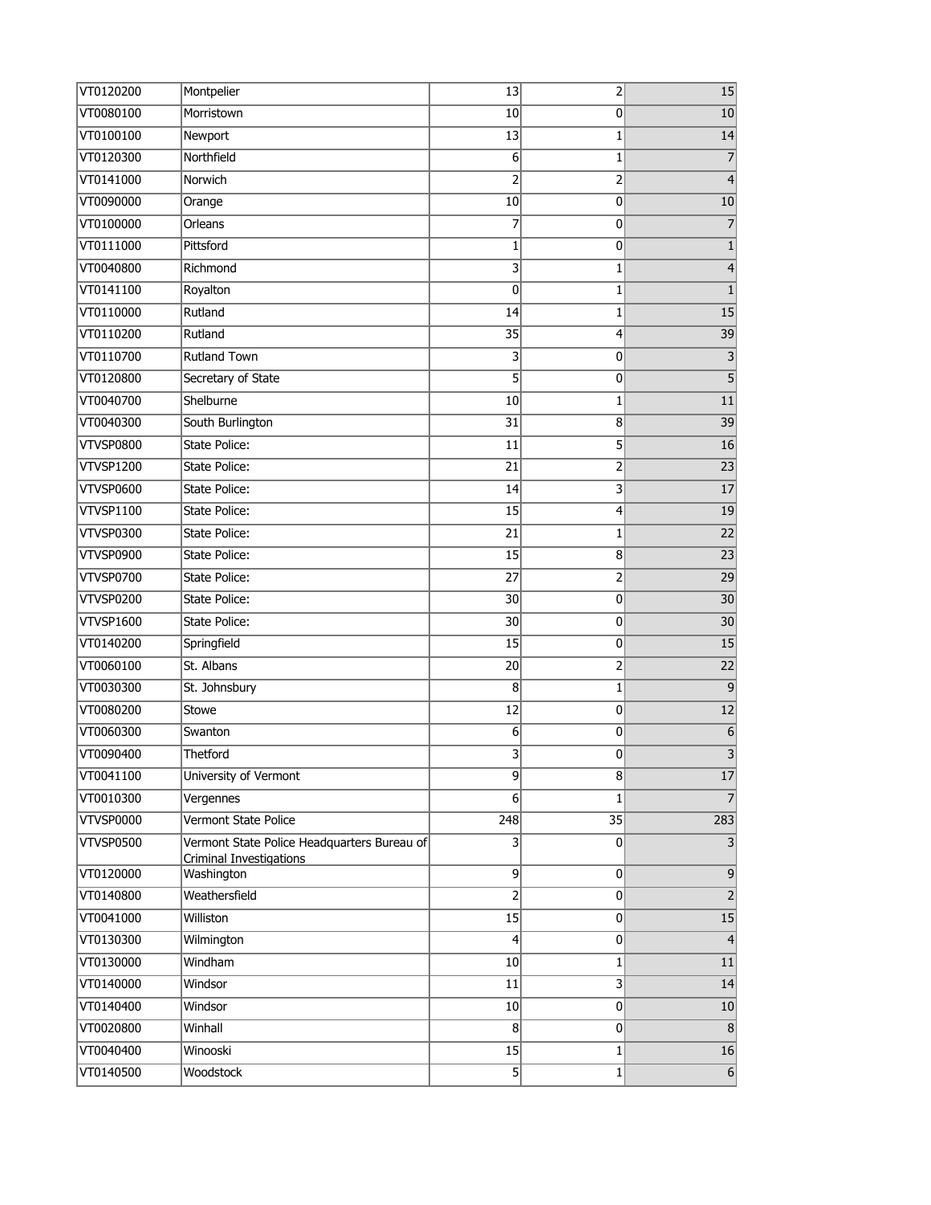| | | | | |
|---|---|---|---|---|
| VT0120200 | Montpelier | 13 | 2 | 15 |
| VT0080100 | Morristown | 10 | 0 | 10 |
| VT0100100 | Newport | 13 | 1 | 14 |
| VT0120300 | Northfield | 6 | 1 | 7 |
| VT0141000 | Norwich | 2 | 2 | 4 |
| VT0090000 | Orange | 10 | 0 | 10 |
| VT0100000 | Orleans | 7 | 0 | 7 |
| VT0111000 | Pittsford | 1 | 0 | 1 |
| VT0040800 | Richmond | 3 | 1 | 4 |
| VT0141100 | Royalton | 0 | 1 | 1 |
| VT0110000 | Rutland | 14 | 1 | 15 |
| VT0110200 | Rutland | 35 | 4 | 39 |
| VT0110700 | Rutland Town | 3 | 0 | 3 |
| VT0120800 | Secretary of State | 5 | 0 | 5 |
| VT0040700 | Shelburne | 10 | 1 | 11 |
| VT0040300 | South Burlington | 31 | 8 | 39 |
| VTVSP0800 | State Police: | 11 | 5 | 16 |
| VTVSP1200 | State Police: | 21 | 2 | 23 |
| VTVSP0600 | State Police: | 14 | 3 | 17 |
| VTVSP1100 | State Police: | 15 | 4 | 19 |
| VTVSP0300 | State Police: | 21 | 1 | 22 |
| VTVSP0900 | State Police: | 15 | 8 | 23 |
| VTVSP0700 | State Police: | 27 | 2 | 29 |
| VTVSP0200 | State Police: | 30 | 0 | 30 |
| VTVSP1600 | State Police: | 30 | 0 | 30 |
| VT0140200 | Springfield | 15 | 0 | 15 |
| VT0060100 | St. Albans | 20 | 2 | 22 |
| VT0030300 | St. Johnsbury | 8 | 1 | 9 |
| VT0080200 | Stowe | 12 | 0 | 12 |
| VT0060300 | Swanton | 6 | 0 | 6 |
| VT0090400 | Thetford | 3 | 0 | 3 |
| VT0041100 | University of Vermont | 9 | 8 | 17 |
| VT0010300 | Vergennes | 6 | 1 | 7 |
| VTVSP0000 | Vermont State Police | 248 | 35 | 283 |
| VTVSP0500 | Vermont State Police Headquarters Bureau of Criminal Investigations | 3 | 0 | 3 |
| VT0120000 | Washington | 9 | 0 | 9 |
| VT0140800 | Weathersfield | 2 | 0 | 2 |
| VT0041000 | Williston | 15 | 0 | 15 |
| VT0130300 | Wilmington | 4 | 0 | 4 |
| VT0130000 | Windham | 10 | 1 | 11 |
| VT0140000 | Windsor | 11 | 3 | 14 |
| VT0140400 | Windsor | 10 | 0 | 10 |
| VT0020800 | Winhall | 8 | 0 | 8 |
| VT0040400 | Winooski | 15 | 1 | 16 |
| VT0140500 | Woodstock | 5 | 1 | 6 |